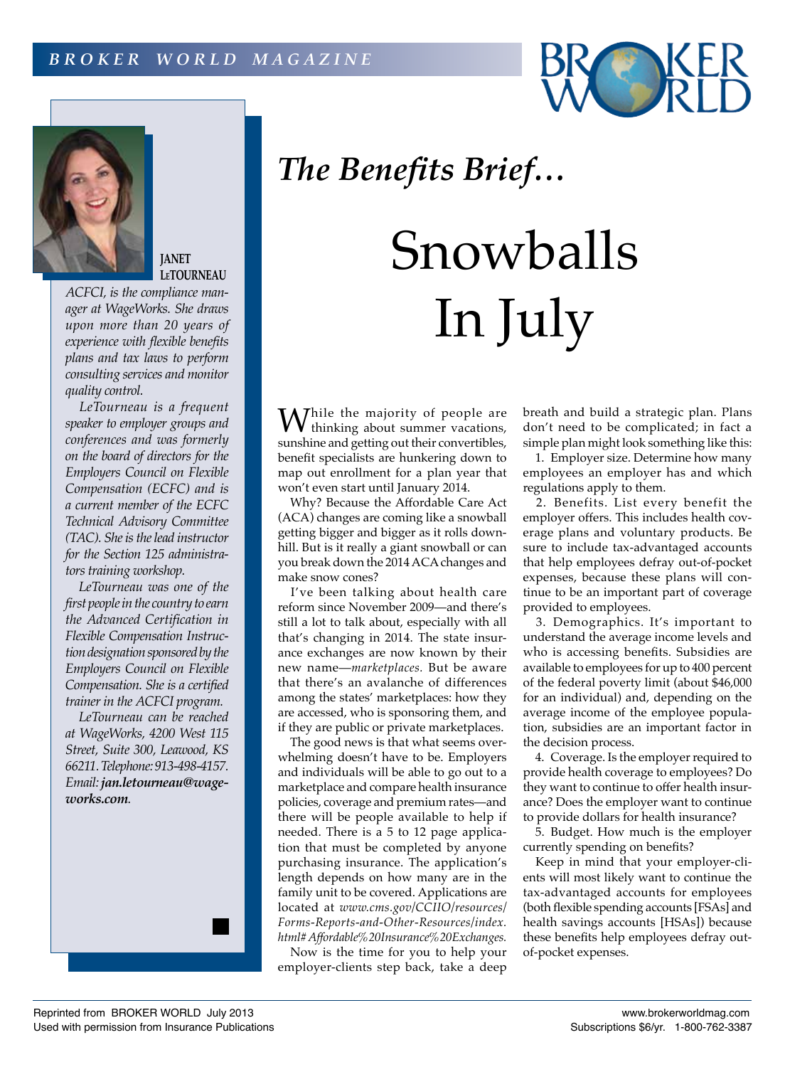*The Benefits Brief…*

# Snowballs In July

**JANET LeTOURNEAU**

*ACFCI, is the compliance manager at WageWorks. She draws upon more than 20 years of experience with flexible benefits plans and tax laws to perform consulting services and monitor quality control.*

*LeTourneau is a frequent speaker to employer groups and conferences and was formerly on the board of directors for the Employers Council on Flexible Compensation (ECFC) and is a current member of the ECFC Technical Advisory Committee (TAC). She is the lead instructor for the Section 125 administrators training workshop.*

*LeTourneau was one of the first people in the country to earn the Advanced Certification in Flexible Compensation Instruction designation sponsored by the Employers Council on Flexible Compensation. She is a certified trainer in the ACFCI program.*

*LeTourneau can be reached at WageWorks, 4200 West 115 Street, Suite 300, Leawood, KS 66211. Telephone: 913-498-4157. Email: **jan.letourneau@wageworks.com**.*

While the majority of people are thinking about summer vacations, sunshine and getting out their convertibles, benefit specialists are hunkering down to map out enrollment for a plan year that won't even start until January 2014.

Why? Because the Affordable Care Act (ACA) changes are coming like a snowball getting bigger and bigger as it rolls downhill. But is it really a giant snowball or can you break down the 2014 ACA changes and make snow cones?

I've been talking about health care reform since November 2009—and there's still a lot to talk about, especially with all that's changing in 2014. The state insurance exchanges are now known by their new name—*marketplaces.* But be aware that there's an avalanche of differences among the states' marketplaces: how they are accessed, who is sponsoring them, and if they are public or private marketplaces.

The good news is that what seems overwhelming doesn't have to be. Employers and individuals will be able to go out to a marketplace and compare health insurance policies, coverage and premium rates—and there will be people available to help if needed. There is a 5 to 12 page application that must be completed by anyone purchasing insurance. The application's length depends on how many are in the family unit to be covered. Applications are located at *www.cms.gov/CCIIO/resources/Forms-Reports-and-Other-Resources/index.html#Affordable%20Insurance%20Exchanges.*

Now is the time for you to help your employer-clients step back, take a deep breath and build a strategic plan. Plans don't need to be complicated; in fact a simple plan might look something like this:

1. Employer size. Determine how many employees an employer has and which regulations apply to them.
2. Benefits. List every benefit the employer offers. This includes health coverage plans and voluntary products. Be sure to include tax-advantaged accounts that help employees defray out-of-pocket expenses, because these plans will continue to be an important part of coverage provided to employees.
3. Demographics. It's important to understand the average income levels and who is accessing benefits. Subsidies are available to employees for up to 400 percent of the federal poverty limit (about $46,000 for an individual) and, depending on the average income of the employee population, subsidies are an important factor in the decision process.
4. Coverage. Is the employer required to provide health coverage to employees? Do they want to continue to offer health insurance? Does the employer want to continue to provide dollars for health insurance?
5. Budget. How much is the employer currently spending on benefits?

Keep in mind that your employer-clients will most likely want to continue the tax-advantaged accounts for employees (both flexible spending accounts [FSAs] and health savings accounts [HSAs]) because these benefits help employees defray out-of-pocket expenses.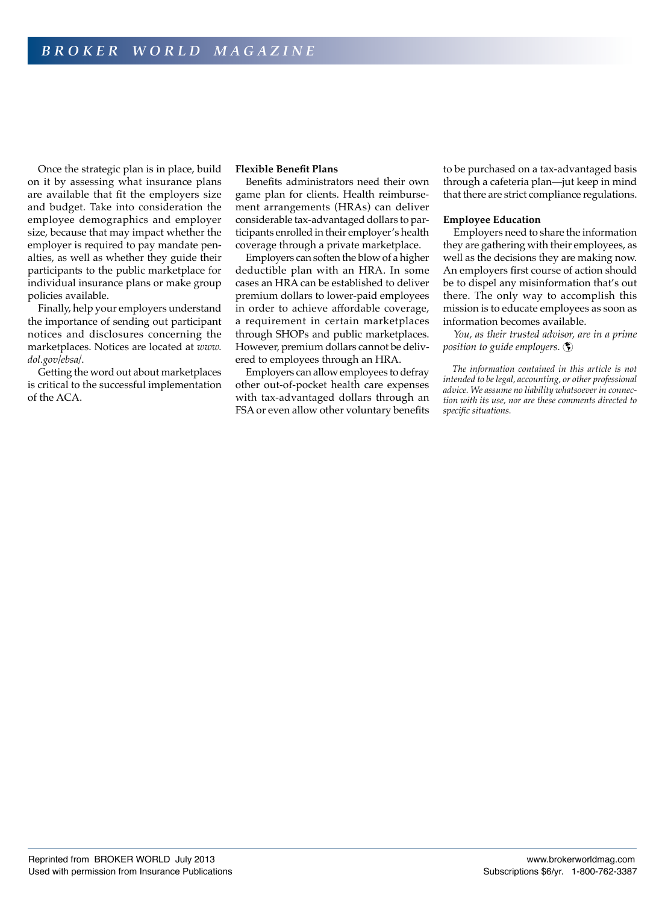Once the strategic plan is in place, build on it by assessing what insurance plans are available that fit the employers size and budget. Take into consideration the employee demographics and employer size, because that may impact whether the employer is required to pay mandate penalties, as well as whether they guide their participants to the public marketplace for individual insurance plans or make group policies available.

Finally, help your employers understand the importance of sending out participant notices and disclosures concerning the marketplaces. Notices are located at *www.dol.gov/ebsa/*.

Getting the word out about marketplaces is critical to the successful implementation of the ACA.

**Flexible Benefit Plans**

Benefits administrators need their own game plan for clients. Health reimbursement arrangements (HRAs) can deliver considerable tax-advantaged dollars to participants enrolled in their employer's health coverage through a private marketplace.

Employers can soften the blow of a higher deductible plan with an HRA. In some cases an HRA can be established to deliver premium dollars to lower-paid employees in order to achieve affordable coverage, a requirement in certain marketplaces through SHOPs and public marketplaces. However, premium dollars cannot be delivered to employees through an HRA.

Employers can allow employees to defray other out-of-pocket health care expenses with tax-advantaged dollars through an FSA or even allow other voluntary benefits to be purchased on a tax-advantaged basis through a cafeteria plan—just keep in mind that there are strict compliance regulations.

**Employee Education**

Employers need to share the information they are gathering with their employees, as well as the decisions they are making now. An employers first course of action should be to dispel any misinformation that's out there. The only way to accomplish this mission is to educate employees as soon as information becomes available.

*You, as their trusted advisor, are in a prime position to guide employers.*

*The information contained in this article is not intended to be legal, accounting, or other professional advice. We assume no liability whatsoever in connection with its use, nor are these comments directed to specific situations.*

Reprinted from BROKER WORLD July 2013
Used with permission from Insurance Publications

www.brokerworldmag.com
Subscriptions $6/yr. 1-800-762-3387